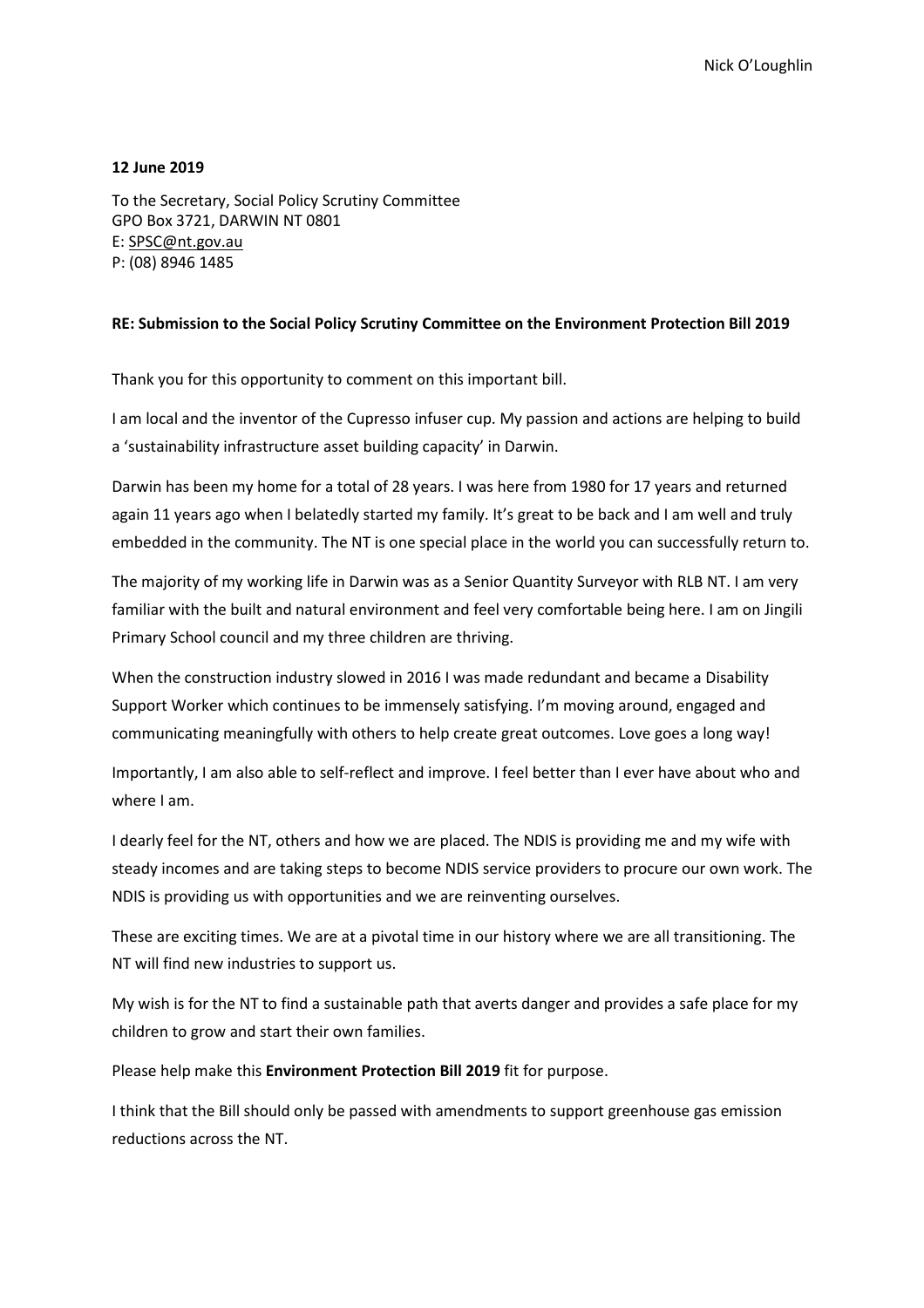Nick O'Loughlin

**12 June 2019**

To the Secretary, Social Policy Scrutiny Committee
GPO Box 3721, DARWIN NT 0801
E: SPSC@nt.gov.au
P: (08) 8946 1485

**RE: Submission to the Social Policy Scrutiny Committee on the Environment Protection Bill 2019**

Thank you for this opportunity to comment on this important bill.

I am local and the inventor of the Cupresso infuser cup. My passion and actions are helping to build a 'sustainability infrastructure asset building capacity' in Darwin.

Darwin has been my home for a total of 28 years. I was here from 1980 for 17 years and returned again 11 years ago when I belatedly started my family. It's great to be back and I am well and truly embedded in the community. The NT is one special place in the world you can successfully return to.

The majority of my working life in Darwin was as a Senior Quantity Surveyor with RLB NT. I am very familiar with the built and natural environment and feel very comfortable being here. I am on Jingili Primary School council and my three children are thriving.

When the construction industry slowed in 2016 I was made redundant and became a Disability Support Worker which continues to be immensely satisfying. I'm moving around, engaged and communicating meaningfully with others to help create great outcomes. Love goes a long way!

Importantly, I am also able to self-reflect and improve. I feel better than I ever have about who and where I am.

I dearly feel for the NT, others and how we are placed. The NDIS is providing me and my wife with steady incomes and are taking steps to become NDIS service providers to procure our own work. The NDIS is providing us with opportunities and we are reinventing ourselves.

These are exciting times. We are at a pivotal time in our history where we are all transitioning. The NT will find new industries to support us.

My wish is for the NT to find a sustainable path that averts danger and provides a safe place for my children to grow and start their own families.

Please help make this **Environment Protection Bill 2019** fit for purpose.

I think that the Bill should only be passed with amendments to support greenhouse gas emission reductions across the NT.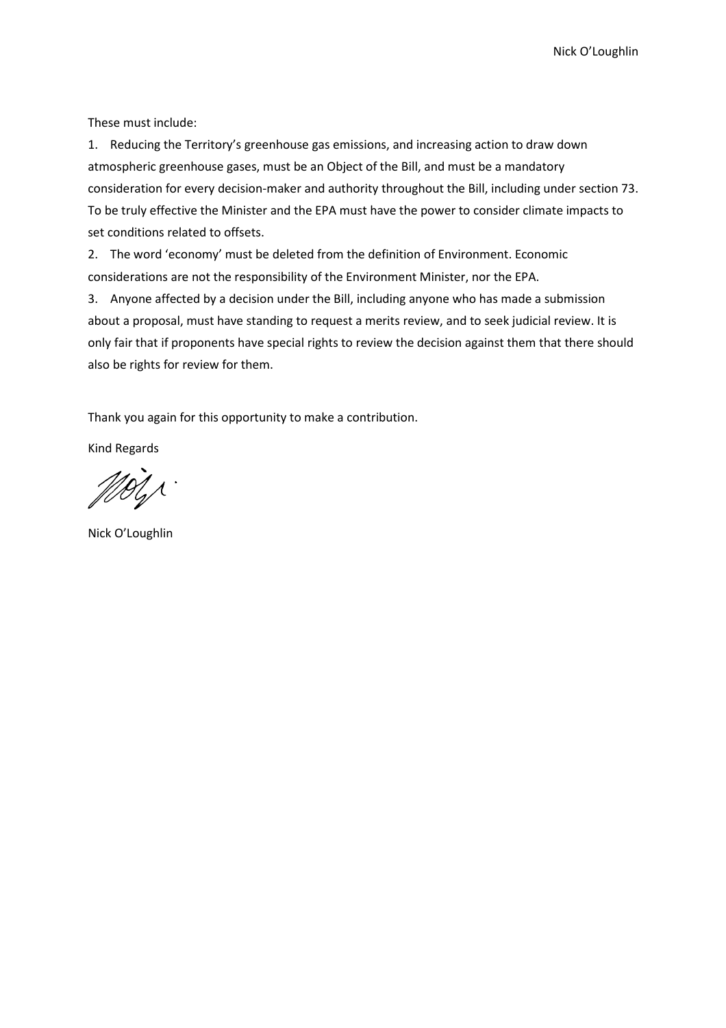These must include:

1. Reducing the Territory's greenhouse gas emissions, and increasing action to draw down atmospheric greenhouse gases, must be an Object of the Bill, and must be a mandatory consideration for every decision-maker and authority throughout the Bill, including under section 73. To be truly effective the Minister and the EPA must have the power to consider climate impacts to set conditions related to offsets.
2. The word 'economy' must be deleted from the definition of Environment. Economic considerations are not the responsibility of the Environment Minister, nor the EPA.
3. Anyone affected by a decision under the Bill, including anyone who has made a submission about a proposal, must have standing to request a merits review, and to seek judicial review. It is only fair that if proponents have special rights to review the decision against them that there should also be rights for review for them.

Thank you again for this opportunity to make a contribution.

Kind Regards

Nick O'Loughlin